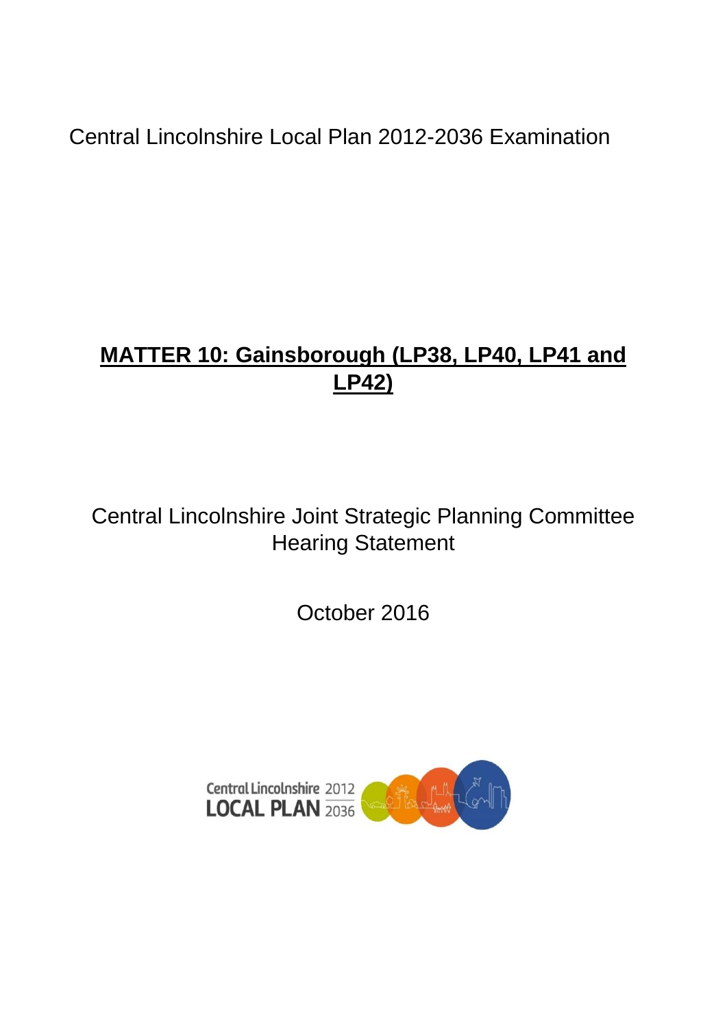Central Lincolnshire Local Plan 2012-2036 Examination

# MATTER 10: Gainsborough (LP38, LP40, LP41 and LP42)

Central Lincolnshire Joint Strategic Planning Committee Hearing Statement

October 2016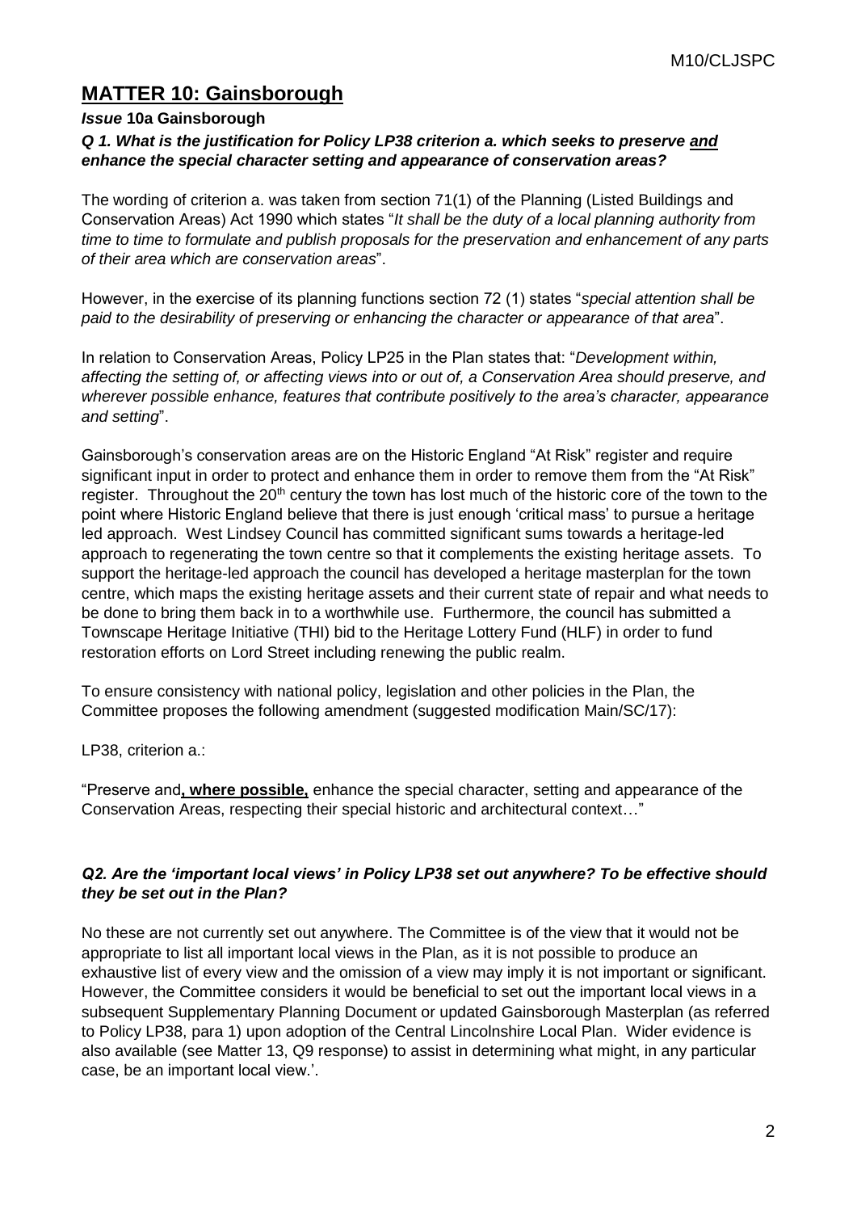## MATTER 10: Gainsborough

***Issue* 10a Gainsborough**

***Q 1. What is the justification for Policy LP38 criterion a. which seeks to preserve <u>and</u> enhance the special character setting and appearance of conservation areas?***

The wording of criterion a. was taken from section 71(1) of the Planning (Listed Buildings and Conservation Areas) Act 1990 which states "*It shall be the duty of a local planning authority from time to time to formulate and publish proposals for the preservation and enhancement of any parts of their area which are conservation areas*".

However, in the exercise of its planning functions section 72 (1) states "*special attention shall be paid to the desirability of preserving or enhancing the character or appearance of that area*".

In relation to Conservation Areas, Policy LP25 in the Plan states that: "*Development within, affecting the setting of, or affecting views into or out of, a Conservation Area should preserve, and wherever possible enhance, features that contribute positively to the area's character, appearance and setting*".

Gainsborough's conservation areas are on the Historic England "At Risk" register and require significant input in order to protect and enhance them in order to remove them from the "At Risk" register. Throughout the 20th century the town has lost much of the historic core of the town to the point where Historic England believe that there is just enough 'critical mass' to pursue a heritage led approach. West Lindsey Council has committed significant sums towards a heritage-led approach to regenerating the town centre so that it complements the existing heritage assets. To support the heritage-led approach the council has developed a heritage masterplan for the town centre, which maps the existing heritage assets and their current state of repair and what needs to be done to bring them back in to a worthwhile use. Furthermore, the council has submitted a Townscape Heritage Initiative (THI) bid to the Heritage Lottery Fund (HLF) in order to fund restoration efforts on Lord Street including renewing the public realm.

To ensure consistency with national policy, legislation and other policies in the Plan, the Committee proposes the following amendment (suggested modification Main/SC/17):

LP38, criterion a.:

"Preserve and**<u>, where possible,</u>** enhance the special character, setting and appearance of the Conservation Areas, respecting their special historic and architectural context…"

***Q2. Are the 'important local views' in Policy LP38 set out anywhere? To be effective should they be set out in the Plan?***

No these are not currently set out anywhere. The Committee is of the view that it would not be appropriate to list all important local views in the Plan, as it is not possible to produce an exhaustive list of every view and the omission of a view may imply it is not important or significant. However, the Committee considers it would be beneficial to set out the important local views in a subsequent Supplementary Planning Document or updated Gainsborough Masterplan (as referred to Policy LP38, para 1) upon adoption of the Central Lincolnshire Local Plan. Wider evidence is also available (see Matter 13, Q9 response) to assist in determining what might, in any particular case, be an important local view.'.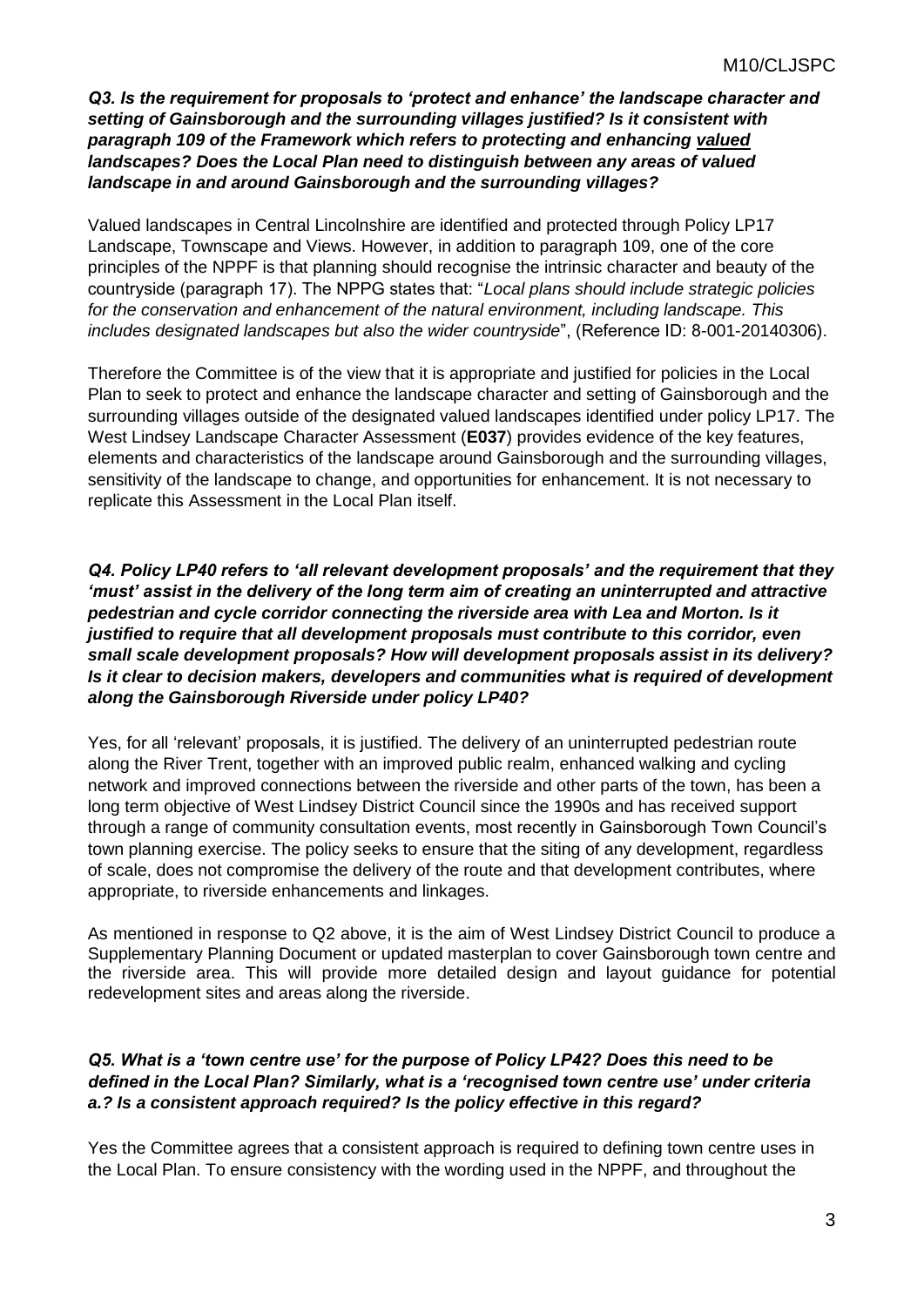***Q3. Is the requirement for proposals to 'protect and enhance' the landscape character and setting of Gainsborough and the surrounding villages justified? Is it consistent with paragraph 109 of the Framework which refers to protecting and enhancing <u>valued</u> landscapes? Does the Local Plan need to distinguish between any areas of valued landscape in and around Gainsborough and the surrounding villages?***

Valued landscapes in Central Lincolnshire are identified and protected through Policy LP17 Landscape, Townscape and Views. However, in addition to paragraph 109, one of the core principles of the NPPF is that planning should recognise the intrinsic character and beauty of the countryside (paragraph 17). The NPPG states that: "*Local plans should include strategic policies for the conservation and enhancement of the natural environment, including landscape. This includes designated landscapes but also the wider countryside*", (Reference ID: 8-001-20140306).

Therefore the Committee is of the view that it is appropriate and justified for policies in the Local Plan to seek to protect and enhance the landscape character and setting of Gainsborough and the surrounding villages outside of the designated valued landscapes identified under policy LP17. The West Lindsey Landscape Character Assessment (**E037**) provides evidence of the key features, elements and characteristics of the landscape around Gainsborough and the surrounding villages, sensitivity of the landscape to change, and opportunities for enhancement. It is not necessary to replicate this Assessment in the Local Plan itself.

***Q4. Policy LP40 refers to 'all relevant development proposals' and the requirement that they 'must' assist in the delivery of the long term aim of creating an uninterrupted and attractive pedestrian and cycle corridor connecting the riverside area with Lea and Morton. Is it justified to require that all development proposals must contribute to this corridor, even small scale development proposals? How will development proposals assist in its delivery? Is it clear to decision makers, developers and communities what is required of development along the Gainsborough Riverside under policy LP40?***

Yes, for all 'relevant' proposals, it is justified. The delivery of an uninterrupted pedestrian route along the River Trent, together with an improved public realm, enhanced walking and cycling network and improved connections between the riverside and other parts of the town, has been a long term objective of West Lindsey District Council since the 1990s and has received support through a range of community consultation events, most recently in Gainsborough Town Council's town planning exercise. The policy seeks to ensure that the siting of any development, regardless of scale, does not compromise the delivery of the route and that development contributes, where appropriate, to riverside enhancements and linkages.

As mentioned in response to Q2 above, it is the aim of West Lindsey District Council to produce a Supplementary Planning Document or updated masterplan to cover Gainsborough town centre and the riverside area. This will provide more detailed design and layout guidance for potential redevelopment sites and areas along the riverside.

***Q5. What is a 'town centre use' for the purpose of Policy LP42? Does this need to be defined in the Local Plan? Similarly, what is a 'recognised town centre use' under criteria a.? Is a consistent approach required? Is the policy effective in this regard?***

Yes the Committee agrees that a consistent approach is required to defining town centre uses in the Local Plan. To ensure consistency with the wording used in the NPPF, and throughout the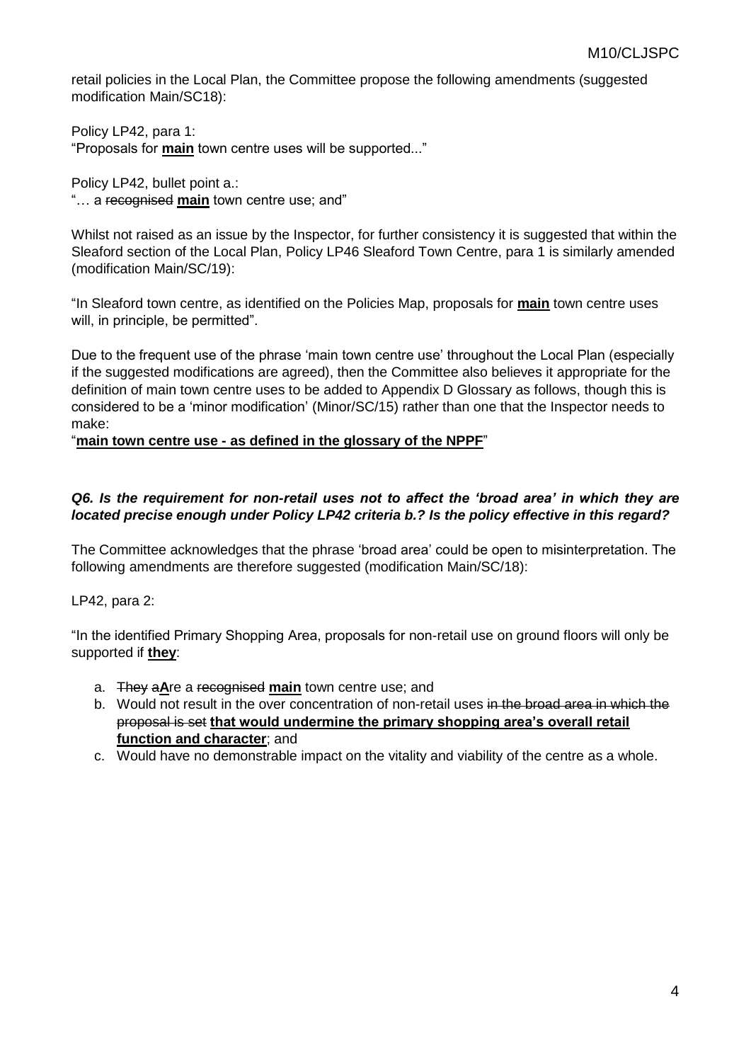retail policies in the Local Plan, the Committee propose the following amendments (suggested modification Main/SC18):

Policy LP42, para 1:
"Proposals for **main** town centre uses will be supported..."

Policy LP42, bullet point a.:
"… a ~~recognised~~ **main** town centre use; and"

Whilst not raised as an issue by the Inspector, for further consistency it is suggested that within the Sleaford section of the Local Plan, Policy LP46 Sleaford Town Centre, para 1 is similarly amended (modification Main/SC/19):

"In Sleaford town centre, as identified on the Policies Map, proposals for **main** town centre uses will, in principle, be permitted".

Due to the frequent use of the phrase 'main town centre use' throughout the Local Plan (especially if the suggested modifications are agreed), then the Committee also believes it appropriate for the definition of main town centre uses to be added to Appendix D Glossary as follows, though this is considered to be a 'minor modification' (Minor/SC/15) rather than one that the Inspector needs to make:

"**main town centre use - as defined in the glossary of the NPPF**"

***Q6. Is the requirement for non-retail uses not to affect the 'broad area' in which they are located precise enough under Policy LP42 criteria b.? Is the policy effective in this regard?***

The Committee acknowledges that the phrase 'broad area' could be open to misinterpretation. The following amendments are therefore suggested (modification Main/SC/18):

LP42, para 2:

"In the identified Primary Shopping Area, proposals for non-retail use on ground floors will only be supported if **they**:

a. ~~They a~~**A**re a ~~recognised~~ **main** town centre use; and
b. Would not result in the over concentration of non-retail uses ~~in the broad area in which the proposal is set~~ **that would undermine the primary shopping area's overall retail function and character**; and
c. Would have no demonstrable impact on the vitality and viability of the centre as a whole.